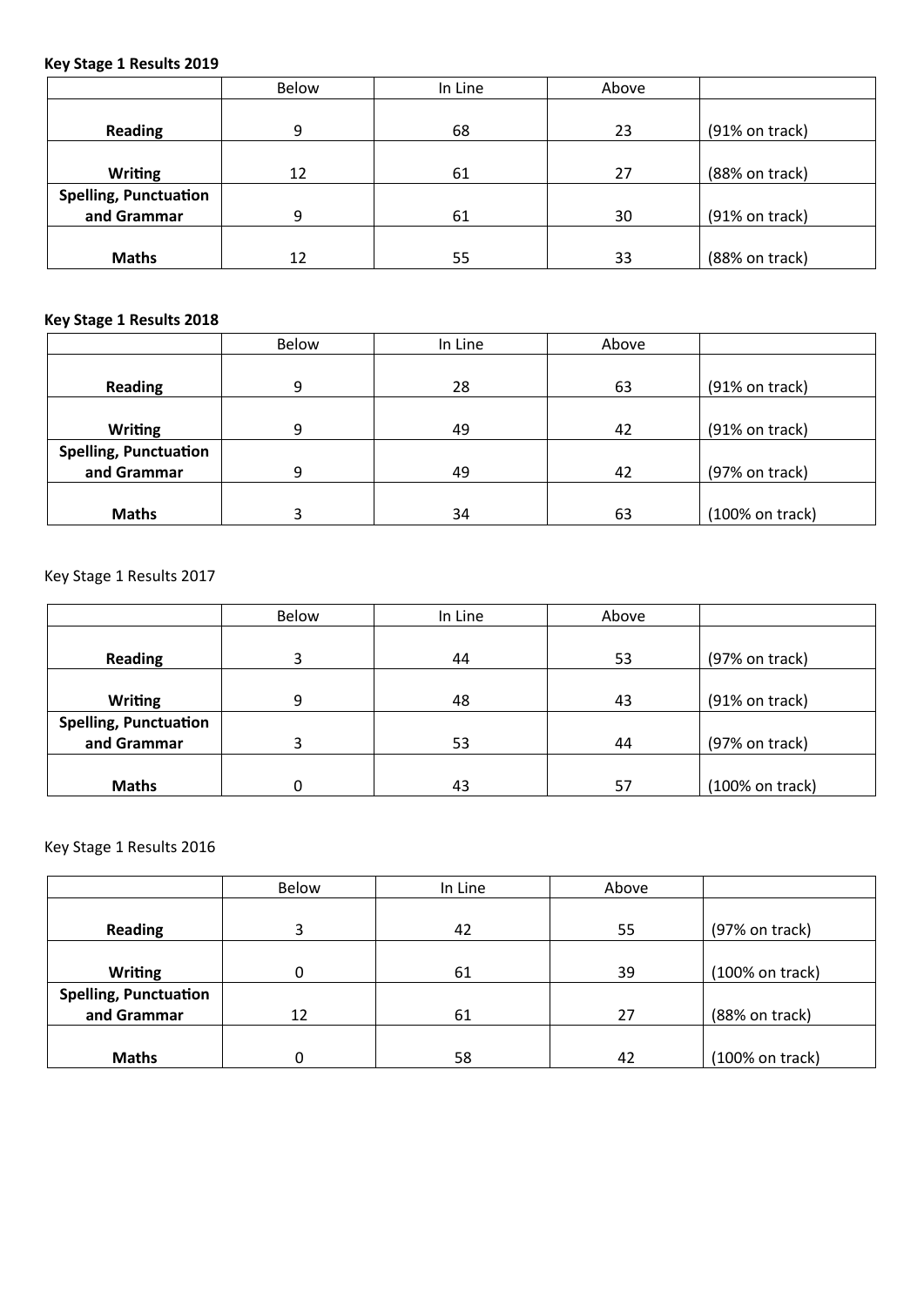**Key Stage 1 Results 2019**

| | Below | In Line | Above | |
|---|---|---|---|---|
| **Reading** | 9 | 68 | 23 | (91% on track) |
| **Writing** | 12 | 61 | 27 | (88% on track) |
| **Spelling, Punctuation and Grammar** | 9 | 61 | 30 | (91% on track) |
| **Maths** | 12 | 55 | 33 | (88% on track) |

**Key Stage 1 Results 2018**

| | Below | In Line | Above | |
|---|---|---|---|---|
| **Reading** | 9 | 28 | 63 | (91% on track) |
| **Writing** | 9 | 49 | 42 | (91% on track) |
| **Spelling, Punctuation and Grammar** | 9 | 49 | 42 | (97% on track) |
| **Maths** | 3 | 34 | 63 | (100% on track) |

Key Stage 1 Results 2017

| | Below | In Line | Above | |
|---|---|---|---|---|
| **Reading** | 3 | 44 | 53 | (97% on track) |
| **Writing** | 9 | 48 | 43 | (91% on track) |
| **Spelling, Punctuation and Grammar** | 3 | 53 | 44 | (97% on track) |
| **Maths** | 0 | 43 | 57 | (100% on track) |

Key Stage 1 Results 2016

| | Below | In Line | Above | |
|---|---|---|---|---|
| **Reading** | 3 | 42 | 55 | (97% on track) |
| **Writing** | 0 | 61 | 39 | (100% on track) |
| **Spelling, Punctuation and Grammar** | 12 | 61 | 27 | (88% on track) |
| **Maths** | 0 | 58 | 42 | (100% on track) |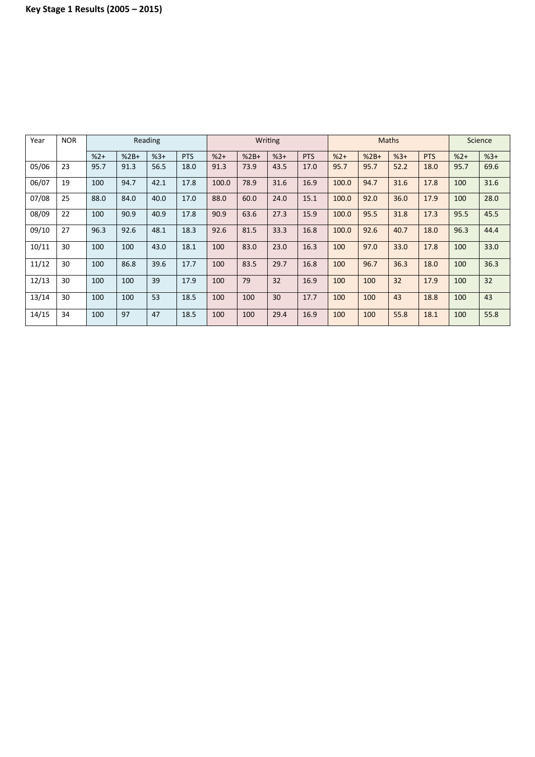**Key Stage 1 Results (2005 – 2015)**

| Year | NOR | Reading | | | | Writing | | | | Maths | | | | Science | |
|---|---|---|---|---|---|---|---|---|---|---|---|---|---|---|---|
| | | %2+ | %2B+ | %3+ | PTS | %2+ | %2B+ | %3+ | PTS | %2+ | %2B+ | %3+ | PTS | %2+ | %3+ |
| 05/06 | 23 | 95.7 | 91.3 | 56.5 | 18.0 | 91.3 | 73.9 | 43.5 | 17.0 | 95.7 | 95.7 | 52.2 | 18.0 | 95.7 | 69.6 |
| 06/07 | 19 | 100 | 94.7 | 42.1 | 17.8 | 100.0 | 78.9 | 31.6 | 16.9 | 100.0 | 94.7 | 31.6 | 17.8 | 100 | 31.6 |
| 07/08 | 25 | 88.0 | 84.0 | 40.0 | 17.0 | 88.0 | 60.0 | 24.0 | 15.1 | 100.0 | 92.0 | 36.0 | 17.9 | 100 | 28.0 |
| 08/09 | 22 | 100 | 90.9 | 40.9 | 17.8 | 90.9 | 63.6 | 27.3 | 15.9 | 100.0 | 95.5 | 31.8 | 17.3 | 95.5 | 45.5 |
| 09/10 | 27 | 96.3 | 92.6 | 48.1 | 18.3 | 92.6 | 81.5 | 33.3 | 16.8 | 100.0 | 92.6 | 40.7 | 18.0 | 96.3 | 44.4 |
| 10/11 | 30 | 100 | 100 | 43.0 | 18.1 | 100 | 83.0 | 23.0 | 16.3 | 100 | 97.0 | 33.0 | 17.8 | 100 | 33.0 |
| 11/12 | 30 | 100 | 86.8 | 39.6 | 17.7 | 100 | 83.5 | 29.7 | 16.8 | 100 | 96.7 | 36.3 | 18.0 | 100 | 36.3 |
| 12/13 | 30 | 100 | 100 | 39 | 17.9 | 100 | 79 | 32 | 16.9 | 100 | 100 | 32 | 17.9 | 100 | 32 |
| 13/14 | 30 | 100 | 100 | 53 | 18.5 | 100 | 100 | 30 | 17.7 | 100 | 100 | 43 | 18.8 | 100 | 43 |
| 14/15 | 34 | 100 | 97 | 47 | 18.5 | 100 | 100 | 29.4 | 16.9 | 100 | 100 | 55.8 | 18.1 | 100 | 55.8 |